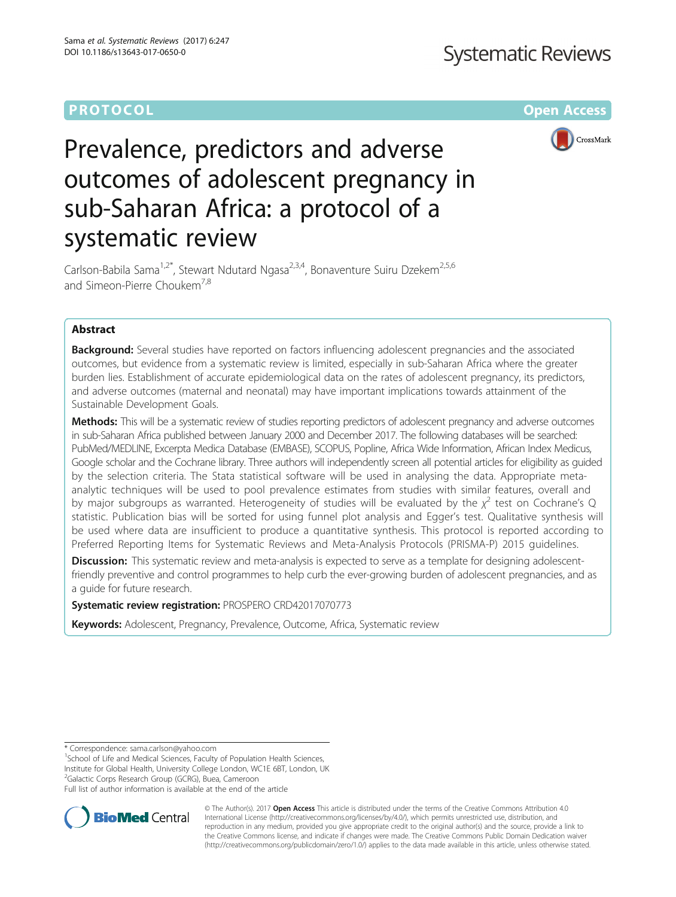PROTOCOL

Open Access

# Prevalence, predictors and adverse outcomes of adolescent pregnancy in sub-Saharan Africa: a protocol of a systematic review

Carlson-Babila Sama[1,2*], Stewart Ndutard Ngasa[2,3,4], Bonaventure Suiru Dzekem[2,5,6] and Simeon-Pierre Choukem[7,8]

## Abstract

**Background:** Several studies have reported on factors influencing adolescent pregnancies and the associated outcomes, but evidence from a systematic review is limited, especially in sub-Saharan Africa where the greater burden lies. Establishment of accurate epidemiological data on the rates of adolescent pregnancy, its predictors, and adverse outcomes (maternal and neonatal) may have important implications towards attainment of the Sustainable Development Goals.

**Methods:** This will be a systematic review of studies reporting predictors of adolescent pregnancy and adverse outcomes in sub-Saharan Africa published between January 2000 and December 2017. The following databases will be searched: PubMed/MEDLINE, Excerpta Medica Database (EMBASE), SCOPUS, Popline, Africa Wide Information, African Index Medicus, Google scholar and the Cochrane library. Three authors will independently screen all potential articles for eligibility as guided by the selection criteria. The Stata statistical software will be used in analysing the data. Appropriate meta-analytic techniques will be used to pool prevalence estimates from studies with similar features, overall and by major subgroups as warranted. Heterogeneity of studies will be evaluated by the $\chi^2$ test on Cochrane's Q statistic. Publication bias will be sorted for using funnel plot analysis and Egger's test. Qualitative synthesis will be used where data are insufficient to produce a quantitative synthesis. This protocol is reported according to Preferred Reporting Items for Systematic Reviews and Meta-Analysis Protocols (PRISMA-P) 2015 guidelines.

**Discussion:** This systematic review and meta-analysis is expected to serve as a template for designing adolescent-friendly preventive and control programmes to help curb the ever-growing burden of adolescent pregnancies, and as a guide for future research.

**Systematic review registration:** PROSPERO CRD42017070773

**Keywords:** Adolescent, Pregnancy, Prevalence, Outcome, Africa, Systematic review

* Correspondence: sama.carlson@yahoo.com
[1]School of Life and Medical Sciences, Faculty of Population Health Sciences, Institute for Global Health, University College London, WC1E 6BT, London, UK
[2]Galactic Corps Research Group (GCRG), Buea, Cameroon
Full list of author information is available at the end of the article

© The Author(s). 2017 **Open Access** This article is distributed under the terms of the Creative Commons Attribution 4.0 International License (http://creativecommons.org/licenses/by/4.0/), which permits unrestricted use, distribution, and reproduction in any medium, provided you give appropriate credit to the original author(s) and the source, provide a link to the Creative Commons license, and indicate if changes were made. The Creative Commons Public Domain Dedication waiver (http://creativecommons.org/publicdomain/zero/1.0/) applies to the data made available in this article, unless otherwise stated.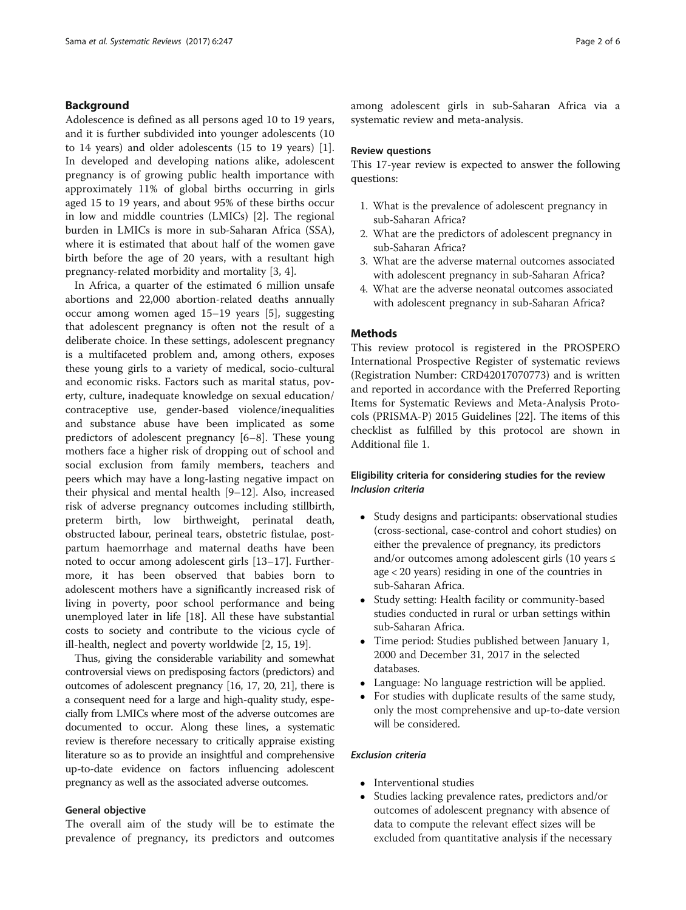## Background

Adolescence is defined as all persons aged 10 to 19 years, and it is further subdivided into younger adolescents (10 to 14 years) and older adolescents (15 to 19 years) [1]. In developed and developing nations alike, adolescent pregnancy is of growing public health importance with approximately 11% of global births occurring in girls aged 15 to 19 years, and about 95% of these births occur in low and middle countries (LMICs) [2]. The regional burden in LMICs is more in sub-Saharan Africa (SSA), where it is estimated that about half of the women gave birth before the age of 20 years, with a resultant high pregnancy-related morbidity and mortality [3, 4].

In Africa, a quarter of the estimated 6 million unsafe abortions and 22,000 abortion-related deaths annually occur among women aged 15–19 years [5], suggesting that adolescent pregnancy is often not the result of a deliberate choice. In these settings, adolescent pregnancy is a multifaceted problem and, among others, exposes these young girls to a variety of medical, socio-cultural and economic risks. Factors such as marital status, poverty, culture, inadequate knowledge on sexual education/contraceptive use, gender-based violence/inequalities and substance abuse have been implicated as some predictors of adolescent pregnancy [6–8]. These young mothers face a higher risk of dropping out of school and social exclusion from family members, teachers and peers which may have a long-lasting negative impact on their physical and mental health [9–12]. Also, increased risk of adverse pregnancy outcomes including stillbirth, preterm birth, low birthweight, perinatal death, obstructed labour, perineal tears, obstetric fistulae, postpartum haemorrhage and maternal deaths have been noted to occur among adolescent girls [13–17]. Furthermore, it has been observed that babies born to adolescent mothers have a significantly increased risk of living in poverty, poor school performance and being unemployed later in life [18]. All these have substantial costs to society and contribute to the vicious cycle of ill-health, neglect and poverty worldwide [2, 15, 19].

Thus, giving the considerable variability and somewhat controversial views on predisposing factors (predictors) and outcomes of adolescent pregnancy [16, 17, 20, 21], there is a consequent need for a large and high-quality study, especially from LMICs where most of the adverse outcomes are documented to occur. Along these lines, a systematic review is therefore necessary to critically appraise existing literature so as to provide an insightful and comprehensive up-to-date evidence on factors influencing adolescent pregnancy as well as the associated adverse outcomes.

### General objective

The overall aim of the study will be to estimate the prevalence of pregnancy, its predictors and outcomes among adolescent girls in sub-Saharan Africa via a systematic review and meta-analysis.

### Review questions

This 17-year review is expected to answer the following questions:

1. What is the prevalence of adolescent pregnancy in sub-Saharan Africa?
2. What are the predictors of adolescent pregnancy in sub-Saharan Africa?
3. What are the adverse maternal outcomes associated with adolescent pregnancy in sub-Saharan Africa?
4. What are the adverse neonatal outcomes associated with adolescent pregnancy in sub-Saharan Africa?

## Methods

This review protocol is registered in the PROSPERO International Prospective Register of systematic reviews (Registration Number: CRD42017070773) and is written and reported in accordance with the Preferred Reporting Items for Systematic Reviews and Meta-Analysis Protocols (PRISMA-P) 2015 Guidelines [22]. The items of this checklist as fulfilled by this protocol are shown in Additional file 1.

### Eligibility criteria for considering studies for the review

#### *Inclusion criteria*

- Study designs and participants: observational studies (cross-sectional, case-control and cohort studies) on either the prevalence of pregnancy, its predictors and/or outcomes among adolescent girls (10 years ≤ age < 20 years) residing in one of the countries in sub-Saharan Africa.
- Study setting: Health facility or community-based studies conducted in rural or urban settings within sub-Saharan Africa.
- Time period: Studies published between January 1, 2000 and December 31, 2017 in the selected databases.
- Language: No language restriction will be applied.
- For studies with duplicate results of the same study, only the most comprehensive and up-to-date version will be considered.

#### *Exclusion criteria*

- Interventional studies
- Studies lacking prevalence rates, predictors and/or outcomes of adolescent pregnancy with absence of data to compute the relevant effect sizes will be excluded from quantitative analysis if the necessary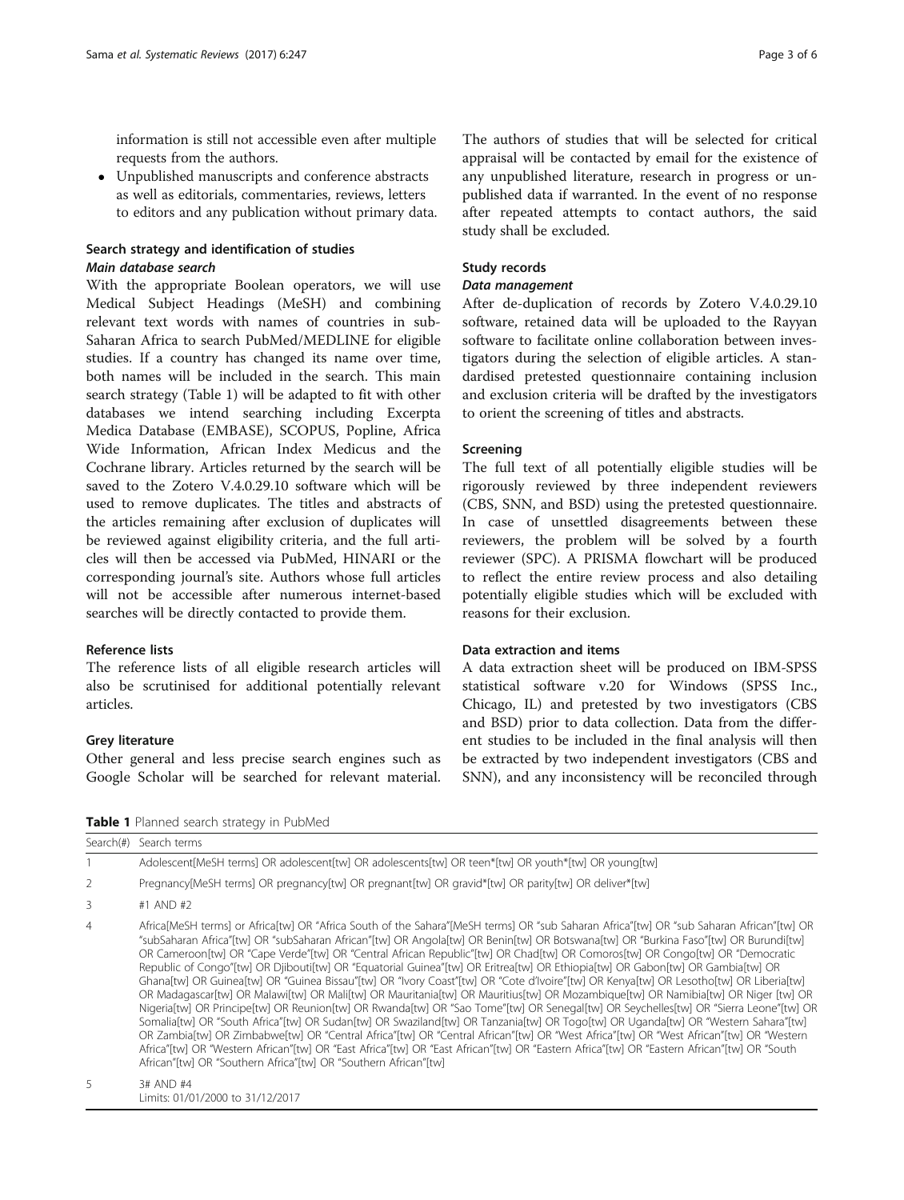information is still not accessible even after multiple requests from the authors.

- Unpublished manuscripts and conference abstracts as well as editorials, commentaries, reviews, letters to editors and any publication without primary data.

### Search strategy and identification of studies

#### *Main database search*

With the appropriate Boolean operators, we will use Medical Subject Headings (MeSH) and combining relevant text words with names of countries in sub-Saharan Africa to search PubMed/MEDLINE for eligible studies. If a country has changed its name over time, both names will be included in the search. This main search strategy (Table 1) will be adapted to fit with other databases we intend searching including Excerpta Medica Database (EMBASE), SCOPUS, Popline, Africa Wide Information, African Index Medicus and the Cochrane library. Articles returned by the search will be saved to the Zotero V.4.0.29.10 software which will be used to remove duplicates. The titles and abstracts of the articles remaining after exclusion of duplicates will be reviewed against eligibility criteria, and the full articles will then be accessed via PubMed, HINARI or the corresponding journal's site. Authors whose full articles will not be accessible after numerous internet-based searches will be directly contacted to provide them.

#### Reference lists

The reference lists of all eligible research articles will also be scrutinised for additional potentially relevant articles.

#### Grey literature

Other general and less precise search engines such as Google Scholar will be searched for relevant material. The authors of studies that will be selected for critical appraisal will be contacted by email for the existence of any unpublished literature, research in progress or unpublished data if warranted. In the event of no response after repeated attempts to contact authors, the said study shall be excluded.

### Study records

#### *Data management*

After de-duplication of records by Zotero V.4.0.29.10 software, retained data will be uploaded to the Rayyan software to facilitate online collaboration between investigators during the selection of eligible articles. A standardised pretested questionnaire containing inclusion and exclusion criteria will be drafted by the investigators to orient the screening of titles and abstracts.

#### Screening

The full text of all potentially eligible studies will be rigorously reviewed by three independent reviewers (CBS, SNN, and BSD) using the pretested questionnaire. In case of unsettled disagreements between these reviewers, the problem will be solved by a fourth reviewer (SPC). A PRISMA flowchart will be produced to reflect the entire review process and also detailing potentially eligible studies which will be excluded with reasons for their exclusion.

#### Data extraction and items

A data extraction sheet will be produced on IBM-SPSS statistical software v.20 for Windows (SPSS Inc., Chicago, IL) and pretested by two investigators (CBS and BSD) prior to data collection. Data from the different studies to be included in the final analysis will then be extracted by two independent investigators (CBS and SNN), and any inconsistency will be reconciled through

**Table 1** Planned search strategy in PubMed

| Search(#) | Search terms |
|---|---|
| 1 | Adolescent[MeSH terms] OR adolescent[tw] OR adolescents[tw] OR teen*[tw] OR youth*[tw] OR young[tw] |
| 2 | Pregnancy[MeSH terms] OR pregnancy[tw] OR pregnant[tw] OR gravid*[tw] OR parity[tw] OR deliver*[tw] |
| 3 | #1 AND #2 |
| 4 | Africa[MeSH terms] or Africa[tw] OR "Africa South of the Sahara"[MeSH terms] OR "sub Saharan Africa"[tw] OR "sub Saharan African"[tw] OR "subSaharan Africa"[tw] OR "subSaharan African"[tw] OR Angola[tw] OR Benin[tw] OR Botswana[tw] OR "Burkina Faso"[tw] OR Burundi[tw] OR Cameroon[tw] OR "Cape Verde"[tw] OR "Central African Republic"[tw] OR Chad[tw] OR Comoros[tw] OR Congo[tw] OR "Democratic Republic of Congo"[tw] OR Djibouti[tw] OR "Equatorial Guinea"[tw] OR Eritrea[tw] OR Ethiopia[tw] OR Gabon[tw] OR Gambia[tw] OR Ghana[tw] OR Guinea[tw] OR "Guinea Bissau"[tw] OR "Ivory Coast"[tw] OR "Cote d'Ivoire"[tw] OR Kenya[tw] OR Lesotho[tw] OR Liberia[tw] OR Madagascar[tw] OR Malawi[tw] OR Mali[tw] OR Mauritania[tw] OR Mauritius[tw] OR Mozambique[tw] OR Namibia[tw] OR Niger [tw] OR Nigeria[tw] OR Principe[tw] OR Reunion[tw] OR Rwanda[tw] OR "Sao Tome"[tw] OR Senegal[tw] OR Seychelles[tw] OR "Sierra Leone"[tw] OR Somalia[tw] OR "South Africa"[tw] OR Sudan[tw] OR Swaziland[tw] OR Tanzania[tw] OR Togo[tw] OR Uganda[tw] OR "Western Sahara"[tw] OR Zambia[tw] OR Zimbabwe[tw] OR "Central Africa"[tw] OR "Central African"[tw] OR "West Africa"[tw] OR "West African"[tw] OR "Western Africa"[tw] OR "Western African"[tw] OR "East Africa"[tw] OR "East African"[tw] OR "Eastern Africa"[tw] OR "Eastern African"[tw] OR "South African"[tw] OR "Southern Africa"[tw] OR "Southern African"[tw] |
| 5 | 3# AND #4<br>Limits: 01/01/2000 to 31/12/2017 |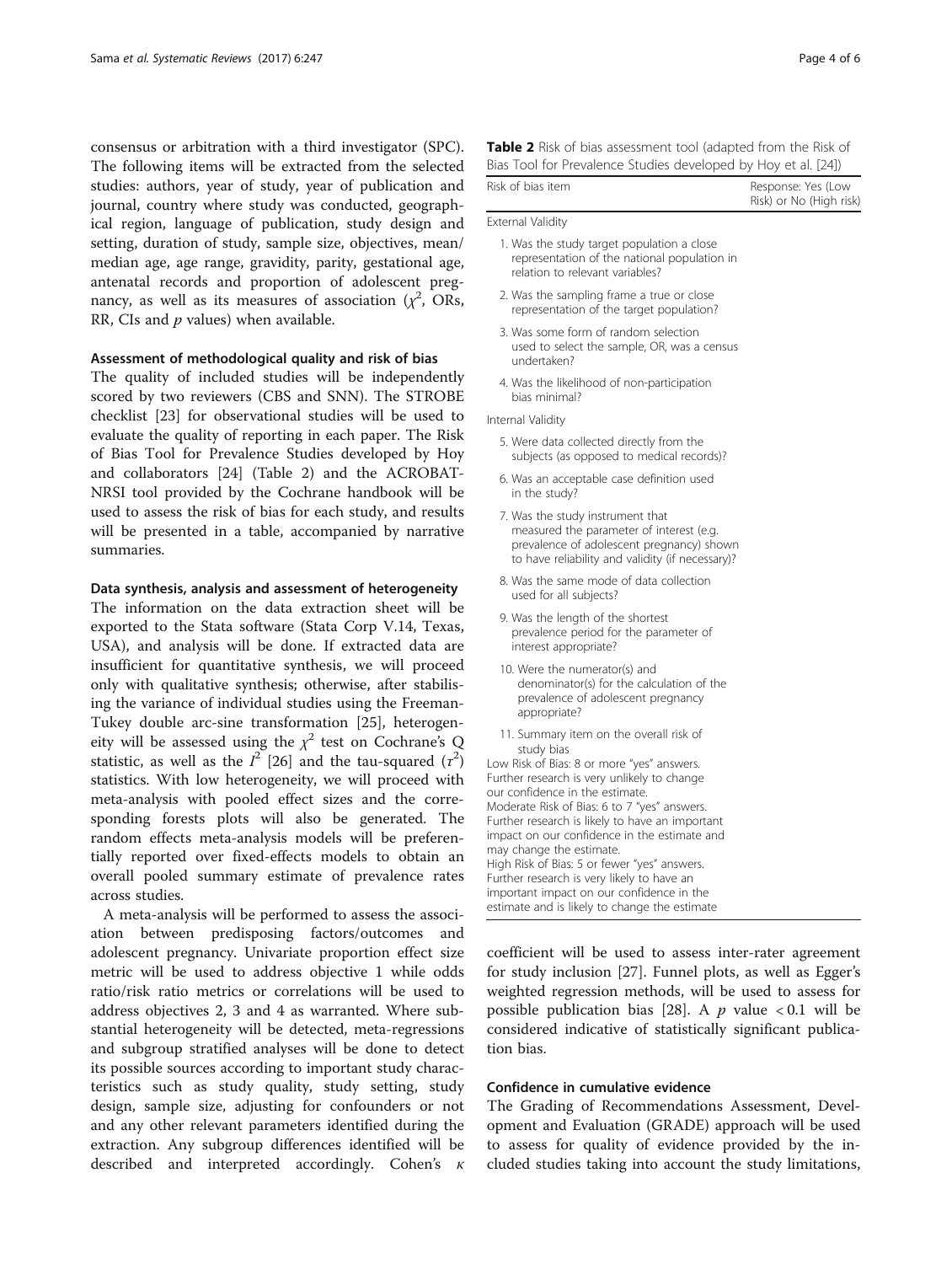consensus or arbitration with a third investigator (SPC). The following items will be extracted from the selected studies: authors, year of study, year of publication and journal, country where study was conducted, geographical region, language of publication, study design and setting, duration of study, sample size, objectives, mean/median age, age range, gravidity, parity, gestational age, antenatal records and proportion of adolescent pregnancy, as well as its measures of association ($\chi^2$, ORs, RR, CIs and $p$ values) when available.

### Assessment of methodological quality and risk of bias

The quality of included studies will be independently scored by two reviewers (CBS and SNN). The STROBE checklist [23] for observational studies will be used to evaluate the quality of reporting in each paper. The Risk of Bias Tool for Prevalence Studies developed by Hoy and collaborators [24] (Table 2) and the ACROBAT-NRSI tool provided by the Cochrane handbook will be used to assess the risk of bias for each study, and results will be presented in a table, accompanied by narrative summaries.

### Data synthesis, analysis and assessment of heterogeneity

The information on the data extraction sheet will be exported to the Stata software (Stata Corp V.14, Texas, USA), and analysis will be done. If extracted data are insufficient for quantitative synthesis, we will proceed only with qualitative synthesis; otherwise, after stabilising the variance of individual studies using the Freeman-Tukey double arc-sine transformation [25], heterogeneity will be assessed using the $\chi^2$ test on Cochrane's Q statistic, as well as the $I^2$ [26] and the tau-squared ($\tau^2$) statistics. With low heterogeneity, we will proceed with meta-analysis with pooled effect sizes and the corresponding forests plots will also be generated. The random effects meta-analysis models will be preferentially reported over fixed-effects models to obtain an overall pooled summary estimate of prevalence rates across studies.

A meta-analysis will be performed to assess the association between predisposing factors/outcomes and adolescent pregnancy. Univariate proportion effect size metric will be used to address objective 1 while odds ratio/risk ratio metrics or correlations will be used to address objectives 2, 3 and 4 as warranted. Where substantial heterogeneity will be detected, meta-regressions and subgroup stratified analyses will be done to detect its possible sources according to important study characteristics such as study quality, study setting, study design, sample size, adjusting for confounders or not and any other relevant parameters identified during the extraction. Any subgroup differences identified will be described and interpreted accordingly. Cohen's $\kappa$ coefficient will be used to assess inter-rater agreement for study inclusion [27]. Funnel plots, as well as Egger's weighted regression methods, will be used to assess for possible publication bias [28]. A $p$ value $< 0.1$ will be considered indicative of statistically significant publication bias.

**Table 2** Risk of bias assessment tool (adapted from the Risk of Bias Tool for Prevalence Studies developed by Hoy et al. [24])

| Risk of bias item | Response: Yes (Low Risk) or No (High risk) |
|---|---|
| External Validity | |
| 1. Was the study target population a close representation of the national population in relation to relevant variables? | |
| 2. Was the sampling frame a true or close representation of the target population? | |
| 3. Was some form of random selection used to select the sample, OR, was a census undertaken? | |
| 4. Was the likelihood of non-participation bias minimal? | |
| Internal Validity | |
| 5. Were data collected directly from the subjects (as opposed to medical records)? | |
| 6. Was an acceptable case definition used in the study? | |
| 7. Was the study instrument that measured the parameter of interest (e.g. prevalence of adolescent pregnancy) shown to have reliability and validity (if necessary)? | |
| 8. Was the same mode of data collection used for all subjects? | |
| 9. Was the length of the shortest prevalence period for the parameter of interest appropriate? | |
| 10. Were the numerator(s) and denominator(s) for the calculation of the prevalence of adolescent pregnancy appropriate? | |
| 11. Summary item on the overall risk of study bias | |

Low Risk of Bias: 8 or more "yes" answers. Further research is very unlikely to change our confidence in the estimate.
Moderate Risk of Bias: 6 to 7 "yes" answers. Further research is likely to have an important impact on our confidence in the estimate and may change the estimate.
High Risk of Bias: 5 or fewer "yes" answers. Further research is very likely to have an important impact on our confidence in the estimate and is likely to change the estimate

### Confidence in cumulative evidence

The Grading of Recommendations Assessment, Development and Evaluation (GRADE) approach will be used to assess for quality of evidence provided by the included studies taking into account the study limitations,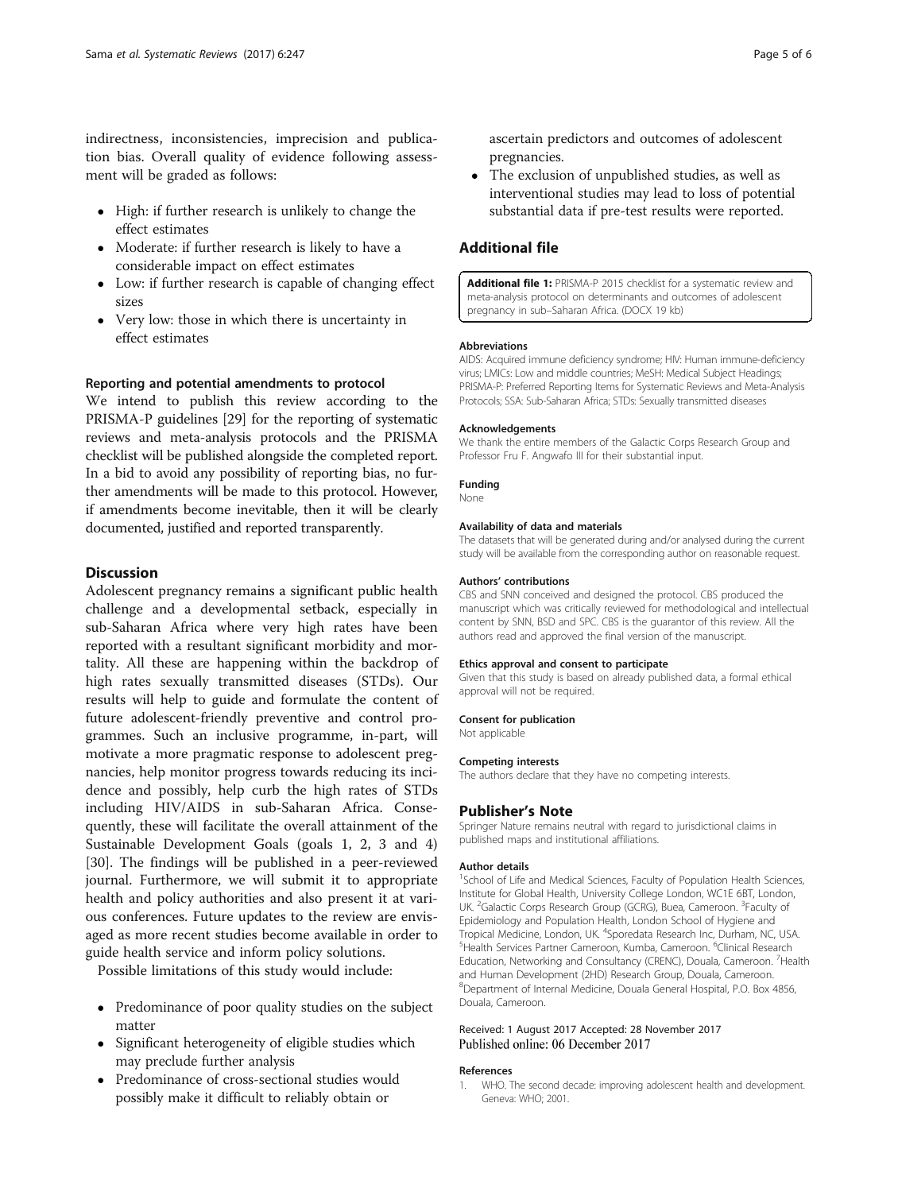indirectness, inconsistencies, imprecision and publication bias. Overall quality of evidence following assessment will be graded as follows:

- High: if further research is unlikely to change the effect estimates
- Moderate: if further research is likely to have a considerable impact on effect estimates
- Low: if further research is capable of changing effect sizes
- Very low: those in which there is uncertainty in effect estimates

### Reporting and potential amendments to protocol

We intend to publish this review according to the PRISMA-P guidelines [29] for the reporting of systematic reviews and meta-analysis protocols and the PRISMA checklist will be published alongside the completed report. In a bid to avoid any possibility of reporting bias, no further amendments will be made to this protocol. However, if amendments become inevitable, then it will be clearly documented, justified and reported transparently.

## Discussion

Adolescent pregnancy remains a significant public health challenge and a developmental setback, especially in sub-Saharan Africa where very high rates have been reported with a resultant significant morbidity and mortality. All these are happening within the backdrop of high rates sexually transmitted diseases (STDs). Our results will help to guide and formulate the content of future adolescent-friendly preventive and control programmes. Such an inclusive programme, in-part, will motivate a more pragmatic response to adolescent pregnancies, help monitor progress towards reducing its incidence and possibly, help curb the high rates of STDs including HIV/AIDS in sub-Saharan Africa. Consequently, these will facilitate the overall attainment of the Sustainable Development Goals (goals 1, 2, 3 and 4) [30]. The findings will be published in a peer-reviewed journal. Furthermore, we will submit it to appropriate health and policy authorities and also present it at various conferences. Future updates to the review are envisaged as more recent studies become available in order to guide health service and inform policy solutions.

Possible limitations of this study would include:

- Predominance of poor quality studies on the subject matter
- Significant heterogeneity of eligible studies which may preclude further analysis
- Predominance of cross-sectional studies would possibly make it difficult to reliably obtain or ascertain predictors and outcomes of adolescent pregnancies.
- The exclusion of unpublished studies, as well as interventional studies may lead to loss of potential substantial data if pre-test results were reported.

## Additional file

**Additional file 1:** PRISMA-P 2015 checklist for a systematic review and meta-analysis protocol on determinants and outcomes of adolescent pregnancy in sub–Saharan Africa. (DOCX 19 kb)

### Abbreviations

AIDS: Acquired immune deficiency syndrome; HIV: Human immune-deficiency virus; LMICs: Low and middle countries; MeSH: Medical Subject Headings; PRISMA-P: Preferred Reporting Items for Systematic Reviews and Meta-Analysis Protocols; SSA: Sub-Saharan Africa; STDs: Sexually transmitted diseases

### Acknowledgements

We thank the entire members of the Galactic Corps Research Group and Professor Fru F. Angwafo III for their substantial input.

### Funding

None

### Availability of data and materials

The datasets that will be generated during and/or analysed during the current study will be available from the corresponding author on reasonable request.

### Authors' contributions

CBS and SNN conceived and designed the protocol. CBS produced the manuscript which was critically reviewed for methodological and intellectual content by SNN, BSD and SPC. CBS is the guarantor of this review. All the authors read and approved the final version of the manuscript.

### Ethics approval and consent to participate

Given that this study is based on already published data, a formal ethical approval will not be required.

### Consent for publication

Not applicable

### Competing interests

The authors declare that they have no competing interests.

## Publisher's Note

Springer Nature remains neutral with regard to jurisdictional claims in published maps and institutional affiliations.

### Author details

[1]School of Life and Medical Sciences, Faculty of Population Health Sciences, Institute for Global Health, University College London, WC1E 6BT, London, UK. [2]Galactic Corps Research Group (GCRG), Buea, Cameroon. [3]Faculty of Epidemiology and Population Health, London School of Hygiene and Tropical Medicine, London, UK. [4]Sporedata Research Inc, Durham, NC, USA. [5]Health Services Partner Cameroon, Kumba, Cameroon. [6]Clinical Research Education, Networking and Consultancy (CRENC), Douala, Cameroon. [7]Health and Human Development (2HD) Research Group, Douala, Cameroon. [8]Department of Internal Medicine, Douala General Hospital, P.O. Box 4856, Douala, Cameroon.

Received: 1 August 2017 Accepted: 28 November 2017
Published online: 06 December 2017

### References

1. WHO. The second decade: improving adolescent health and development. Geneva: WHO; 2001.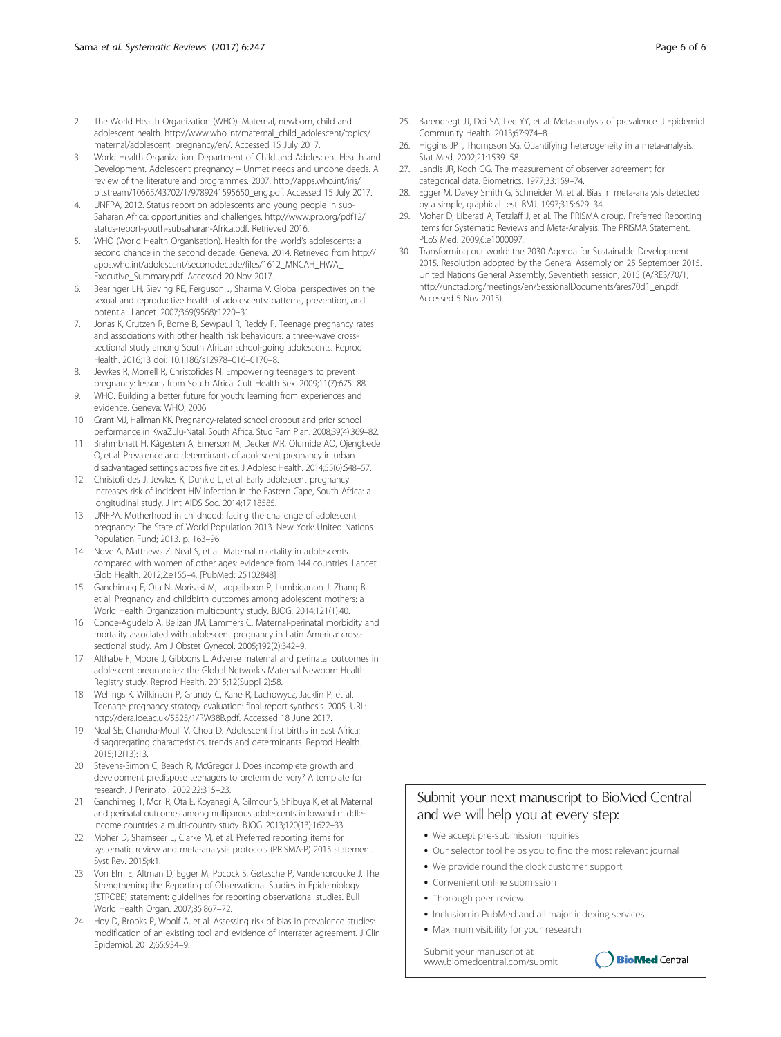2. The World Health Organization (WHO). Maternal, newborn, child and adolescent health. http://www.who.int/maternal_child_adolescent/topics/maternal/adolescent_pregnancy/en/. Accessed 15 July 2017.
3. World Health Organization. Department of Child and Adolescent Health and Development. Adolescent pregnancy – Unmet needs and undone deeds. A review of the literature and programmes. 2007. http://apps.who.int/iris/bitstream/10665/43702/1/9789241595650_eng.pdf. Accessed 15 July 2017.
4. UNFPA, 2012. Status report on adolescents and young people in sub-Saharan Africa: opportunities and challenges. http://www.prb.org/pdf12/status-report-youth-subsaharan-Africa.pdf. Retrieved 2016.
5. WHO (World Health Organisation). Health for the world's adolescents: a second chance in the second decade. Geneva. 2014. Retrieved from http://apps.who.int/adolescent/seconddecade/files/1612_MNCAH_HWA_Executive_Summary.pdf. Accessed 20 Nov 2017.
6. Bearinger LH, Sieving RE, Ferguson J, Sharma V. Global perspectives on the sexual and reproductive health of adolescents: patterns, prevention, and potential. Lancet. 2007;369(9568):1220–31.
7. Jonas K, Crutzen R, Borne B, Sewpaul R, Reddy P. Teenage pregnancy rates and associations with other health risk behaviours: a three-wave cross-sectional study among South African school-going adolescents. Reprod Health. 2016;13 doi: 10.1186/s12978–016–0170–8.
8. Jewkes R, Morrell R, Christofides N. Empowering teenagers to prevent pregnancy: lessons from South Africa. Cult Health Sex. 2009;11(7):675–88.
9. WHO. Building a better future for youth: learning from experiences and evidence. Geneva: WHO; 2006.
10. Grant MJ, Hallman KK. Pregnancy-related school dropout and prior school performance in KwaZulu-Natal, South Africa. Stud Fam Plan. 2008;39(4):369–82.
11. Brahmbhatt H, Kågesten A, Emerson M, Decker MR, Olumide AO, Ojengbede O, et al. Prevalence and determinants of adolescent pregnancy in urban disadvantaged settings across five cities. J Adolesc Health. 2014;55(6):S48–57.
12. Christofi des J, Jewkes K, Dunkle L, et al. Early adolescent pregnancy increases risk of incident HIV infection in the Eastern Cape, South Africa: a longitudinal study. J Int AIDS Soc. 2014;17:18585.
13. UNFPA. Motherhood in childhood: facing the challenge of adolescent pregnancy: The State of World Population 2013. New York: United Nations Population Fund; 2013. p. 163–96.
14. Nove A, Matthews Z, Neal S, et al. Maternal mortality in adolescents compared with women of other ages: evidence from 144 countries. Lancet Glob Health. 2012;2:e155–4. [PubMed: 25102848]
15. Ganchimeg E, Ota N, Morisaki M, Laopaiboon P, Lumbiganon J, Zhang B, et al. Pregnancy and childbirth outcomes among adolescent mothers: a World Health Organization multicountry study. BJOG. 2014;121(1):40.
16. Conde-Agudelo A, Belizan JM, Lammers C. Maternal-perinatal morbidity and mortality associated with adolescent pregnancy in Latin America: cross-sectional study. Am J Obstet Gynecol. 2005;192(2):342–9.
17. Althabe F, Moore J, Gibbons L. Adverse maternal and perinatal outcomes in adolescent pregnancies: the Global Network's Maternal Newborn Health Registry study. Reprod Health. 2015;12(Suppl 2):58.
18. Wellings K, Wilkinson P, Grundy C, Kane R, Lachowycz, Jacklin P, et al. Teenage pregnancy strategy evaluation: final report synthesis. 2005. URL: http://dera.ioe.ac.uk/5525/1/RW38B.pdf. Accessed 18 June 2017.
19. Neal SE, Chandra-Mouli V, Chou D. Adolescent first births in East Africa: disaggregating characteristics, trends and determinants. Reprod Health. 2015;12(13):13.
20. Stevens-Simon C, Beach R, McGregor J. Does incomplete growth and development predispose teenagers to preterm delivery? A template for research. J Perinatol. 2002;22:315–23.
21. Ganchimeg T, Mori R, Ota E, Koyanagi A, Gilmour S, Shibuya K, et al. Maternal and perinatal outcomes among nulliparous adolescents in lowand middle-income countries: a multi-country study. BJOG. 2013;120(13):1622–33.
22. Moher D, Shamseer L, Clarke M, et al. Preferred reporting items for systematic review and meta-analysis protocols (PRISMA-P) 2015 statement. Syst Rev. 2015;4:1.
23. Von Elm E, Altman D, Egger M, Pocock S, Gøtzsche P, Vandenbroucke J. The Strengthening the Reporting of Observational Studies in Epidemiology (STROBE) statement: guidelines for reporting observational studies. Bull World Health Organ. 2007;85:867–72.
24. Hoy D, Brooks P, Woolf A, et al. Assessing risk of bias in prevalence studies: modification of an existing tool and evidence of interrater agreement. J Clin Epidemiol. 2012;65:934–9.
25. Barendregt JJ, Doi SA, Lee YY, et al. Meta-analysis of prevalence. J Epidemiol Community Health. 2013;67:974–8.
26. Higgins JPT, Thompson SG. Quantifying heterogeneity in a meta-analysis. Stat Med. 2002;21:1539–58.
27. Landis JR, Koch GG. The measurement of observer agreement for categorical data. Biometrics. 1977;33:159–74.
28. Egger M, Davey Smith G, Schneider M, et al. Bias in meta-analysis detected by a simple, graphical test. BMJ. 1997;315:629–34.
29. Moher D, Liberati A, Tetzlaff J, et al. The PRISMA group. Preferred Reporting Items for Systematic Reviews and Meta-Analysis: The PRISMA Statement. PLoS Med. 2009;6:e1000097.
30. Transforming our world: the 2030 Agenda for Sustainable Development 2015. Resolution adopted by the General Assembly on 25 September 2015. United Nations General Assembly, Seventieth session; 2015 (A/RES/70/1; http://unctad.org/meetings/en/SessionalDocuments/ares70d1_en.pdf. Accessed 5 Nov 2015).

Submit your next manuscript to BioMed Central and we will help you at every step:

- We accept pre-submission inquiries
- Our selector tool helps you to find the most relevant journal
- We provide round the clock customer support
- Convenient online submission
- Thorough peer review
- Inclusion in PubMed and all major indexing services
- Maximum visibility for your research

Submit your manuscript at www.biomedcentral.com/submit

BioMed Central